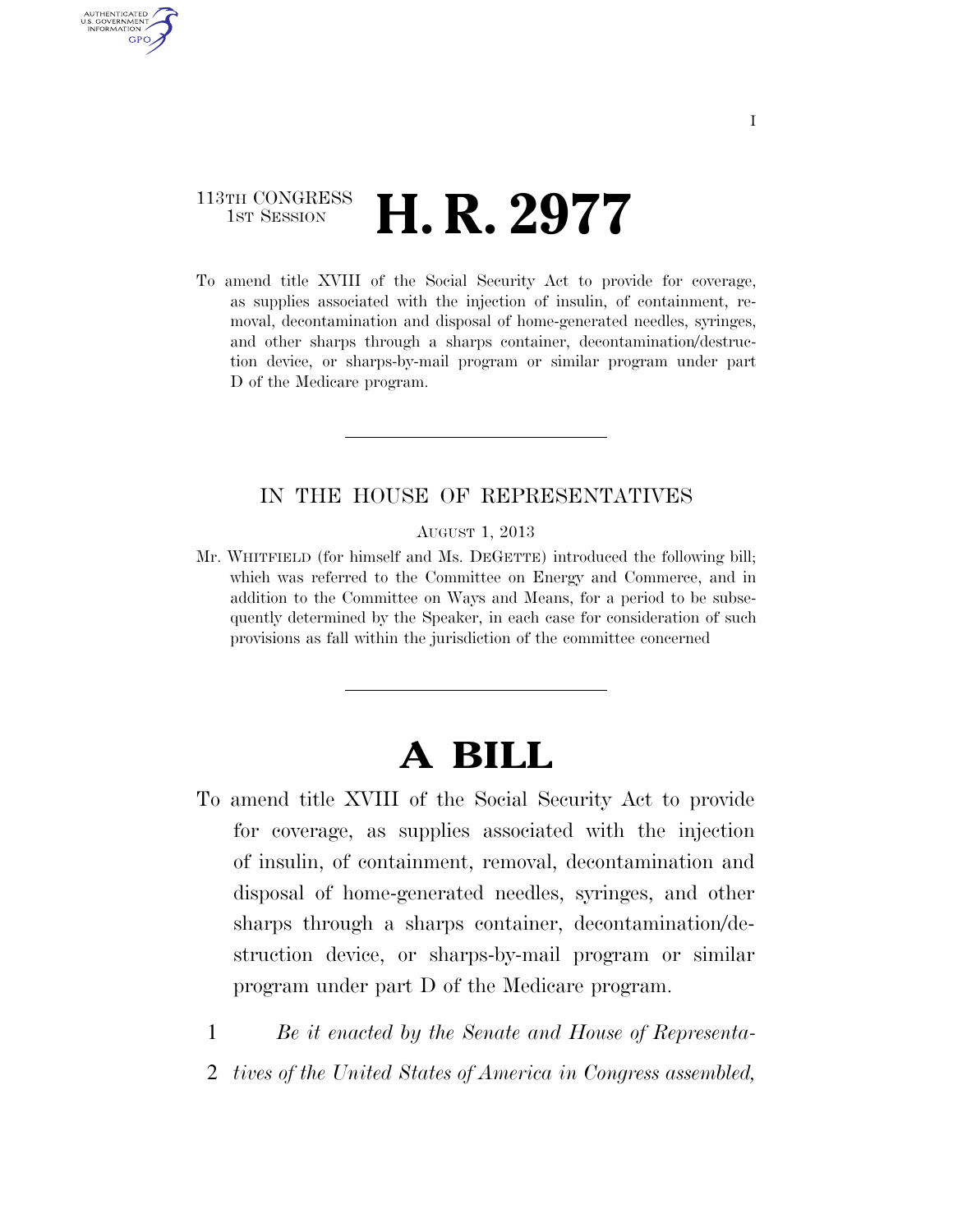113TH CONGRESS
1ST SESSION

# H. R. 2977

To amend title XVIII of the Social Security Act to provide for coverage, as supplies associated with the injection of insulin, of containment, removal, decontamination and disposal of home-generated needles, syringes, and other sharps through a sharps container, decontamination/destruction device, or sharps-by-mail program or similar program under part D of the Medicare program.

---

IN THE HOUSE OF REPRESENTATIVES

AUGUST 1, 2013

Mr. WHITFIELD (for himself and Ms. DEGETTE) introduced the following bill; which was referred to the Committee on Energy and Commerce, and in addition to the Committee on Ways and Means, for a period to be subsequently determined by the Speaker, in each case for consideration of such provisions as fall within the jurisdiction of the committee concerned

---

# A BILL

To amend title XVIII of the Social Security Act to provide for coverage, as supplies associated with the injection of insulin, of containment, removal, decontamination and disposal of home-generated needles, syringes, and other sharps through a sharps container, decontamination/destruction device, or sharps-by-mail program or similar program under part D of the Medicare program.

1 *Be it enacted by the Senate and House of Representa-*
2 *tives of the United States of America in Congress assembled,*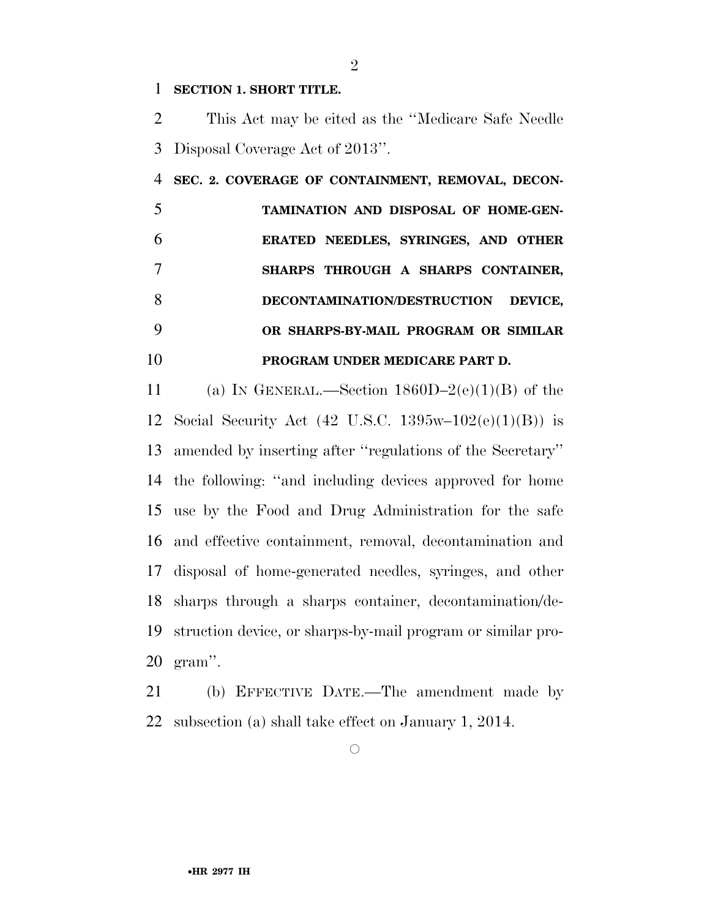**SECTION 1. SHORT TITLE.**

This Act may be cited as the ''Medicare Safe Needle Disposal Coverage Act of 2013''.

**SEC. 2. COVERAGE OF CONTAINMENT, REMOVAL, DECONTAMINATION AND DISPOSAL OF HOME-GENERATED NEEDLES, SYRINGES, AND OTHER SHARPS THROUGH A SHARPS CONTAINER, DECONTAMINATION/DESTRUCTION DEVICE, OR SHARPS-BY-MAIL PROGRAM OR SIMILAR PROGRAM UNDER MEDICARE PART D.**

(a) IN GENERAL.—Section 1860D–2(e)(1)(B) of the Social Security Act (42 U.S.C. 1395w–102(e)(1)(B)) is amended by inserting after ''regulations of the Secretary'' the following: ''and including devices approved for home use by the Food and Drug Administration for the safe and effective containment, removal, decontamination and disposal of home-generated needles, syringes, and other sharps through a sharps container, decontamination/destruction device, or sharps-by-mail program or similar program''.

(b) EFFECTIVE DATE.—The amendment made by subsection (a) shall take effect on January 1, 2014.